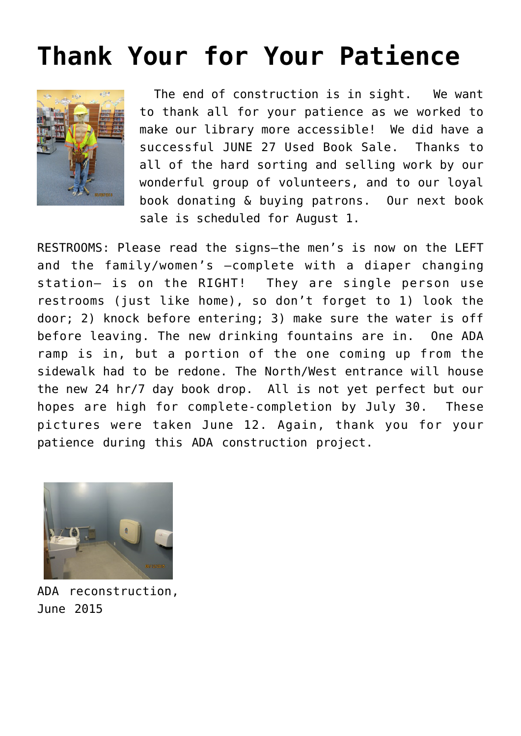# Thank Your for Your Patience

The end of construction is in sight. We want to thank all for your patience as we worked to make our library more accessible! We did have a successful JUNE 27 Used Book Sale. Thanks to all of the hard sorting and selling work by our wonderful group of volunteers, and to our loyal book donating & buying patrons. Our next book sale is scheduled for August 1.

RESTROOMS: Please read the signs—the men's is now on the LEFT and the family/women's –complete with a diaper changing station– is on the RIGHT! They are single person use restrooms (just like home), so don't forget to 1) look the door; 2) knock before entering; 3) make sure the water is off before leaving. The new drinking fountains are in. One ADA ramp is in, but a portion of the one coming up from the sidewalk had to be redone. The North/West entrance will house the new 24 hr/7 day book drop. All is not yet perfect but our hopes are high for complete-completion by July 30. These pictures were taken June 12. Again, thank you for your patience during this ADA construction project.

ADA reconstruction, June 2015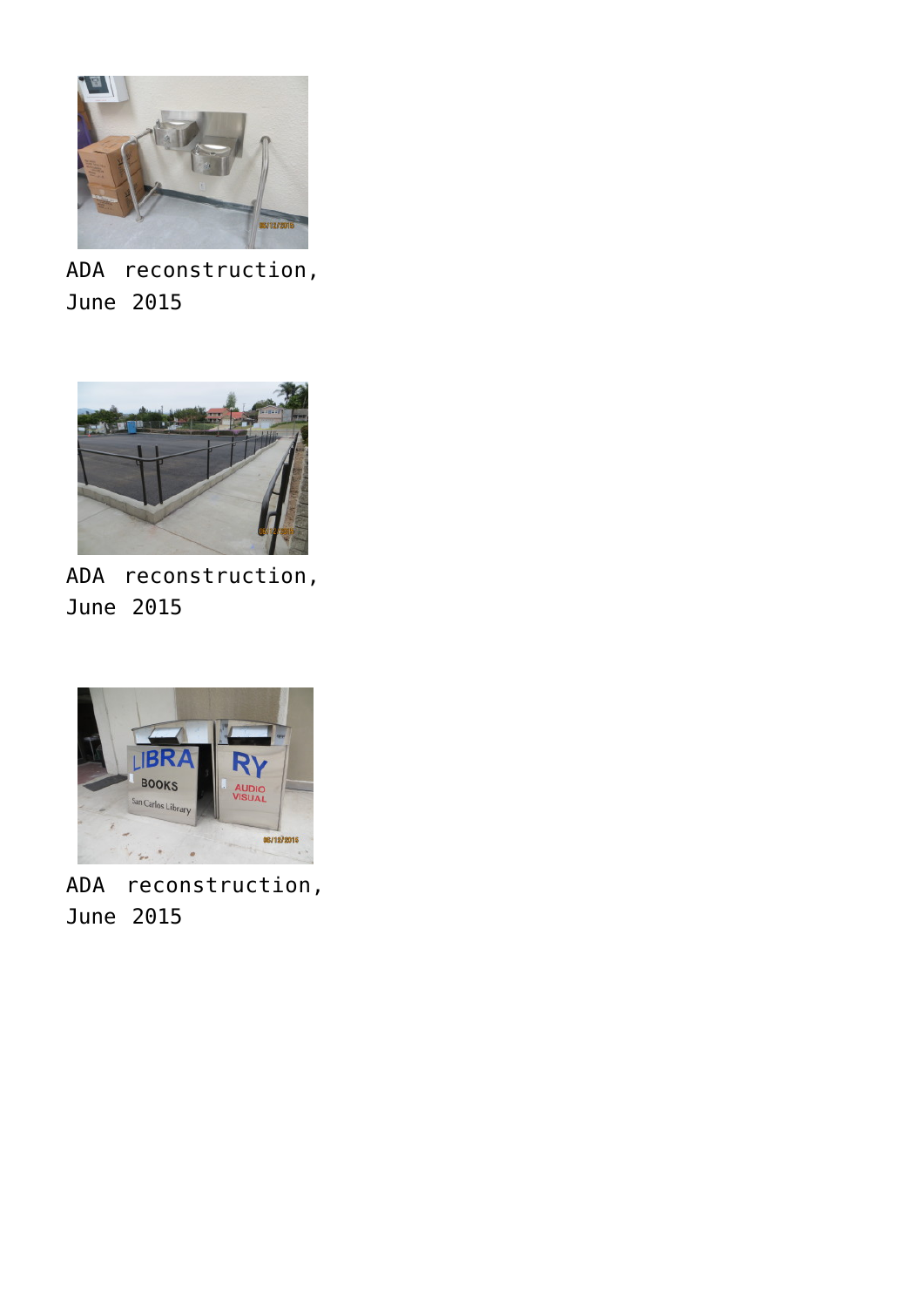ADA reconstruction, June 2015

ADA reconstruction, June 2015

ADA reconstruction, June 2015